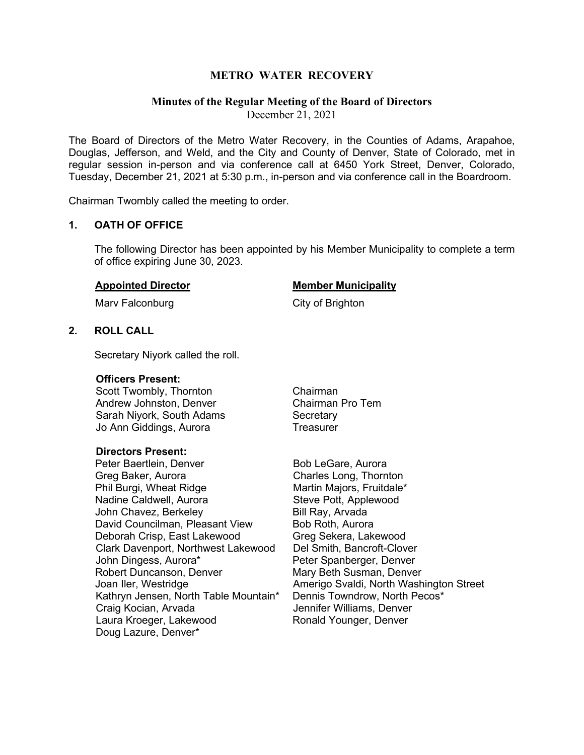# METRO WATER RECOVERY

## Minutes of the Regular Meeting of the Board of Directors

December 21, 2021

The Board of Directors of the Metro Water Recovery, in the Counties of Adams, Arapahoe, Douglas, Jefferson, and Weld, and the City and County of Denver, State of Colorado, met in regular session in-person and via conference call at 6450 York Street, Denver, Colorado, Tuesday, December 21, 2021 at 5:30 p.m., in-person and via conference call in the Boardroom.

Chairman Twombly called the meeting to order.

### 1. OATH OF OFFICE

The following Director has been appointed by his Member Municipality to complete a term of office expiring June 30, 2023.

| Appointed Director | Member Municipality |
|---|---|
| Marv Falconburg | City of Brighton |

### 2. ROLL CALL

Secretary Niyork called the roll.

**Officers Present:**

| | |
|---|---|
| Scott Twombly, Thornton | Chairman |
| Andrew Johnston, Denver | Chairman Pro Tem |
| Sarah Niyork, South Adams | Secretary |
| Jo Ann Giddings, Aurora | Treasurer |

**Directors Present:**

- Peter Baertlein, Denver
- Greg Baker, Aurora
- Phil Burgi, Wheat Ridge
- Nadine Caldwell, Aurora
- John Chavez, Berkeley
- David Councilman, Pleasant View
- Deborah Crisp, East Lakewood
- Clark Davenport, Northwest Lakewood
- John Dingess, Aurora*
- Robert Duncanson, Denver
- Joan Iler, Westridge
- Kathryn Jensen, North Table Mountain*
- Craig Kocian, Arvada
- Laura Kroeger, Lakewood
- Doug Lazure, Denver*
- Bob LeGare, Aurora
- Charles Long, Thornton
- Martin Majors, Fruitdale*
- Steve Pott, Applewood
- Bill Ray, Arvada
- Bob Roth, Aurora
- Greg Sekera, Lakewood
- Del Smith, Bancroft-Clover
- Peter Spanberger, Denver
- Mary Beth Susman, Denver
- Amerigo Svaldi, North Washington Street
- Dennis Towndrow, North Pecos*
- Jennifer Williams, Denver
- Ronald Younger, Denver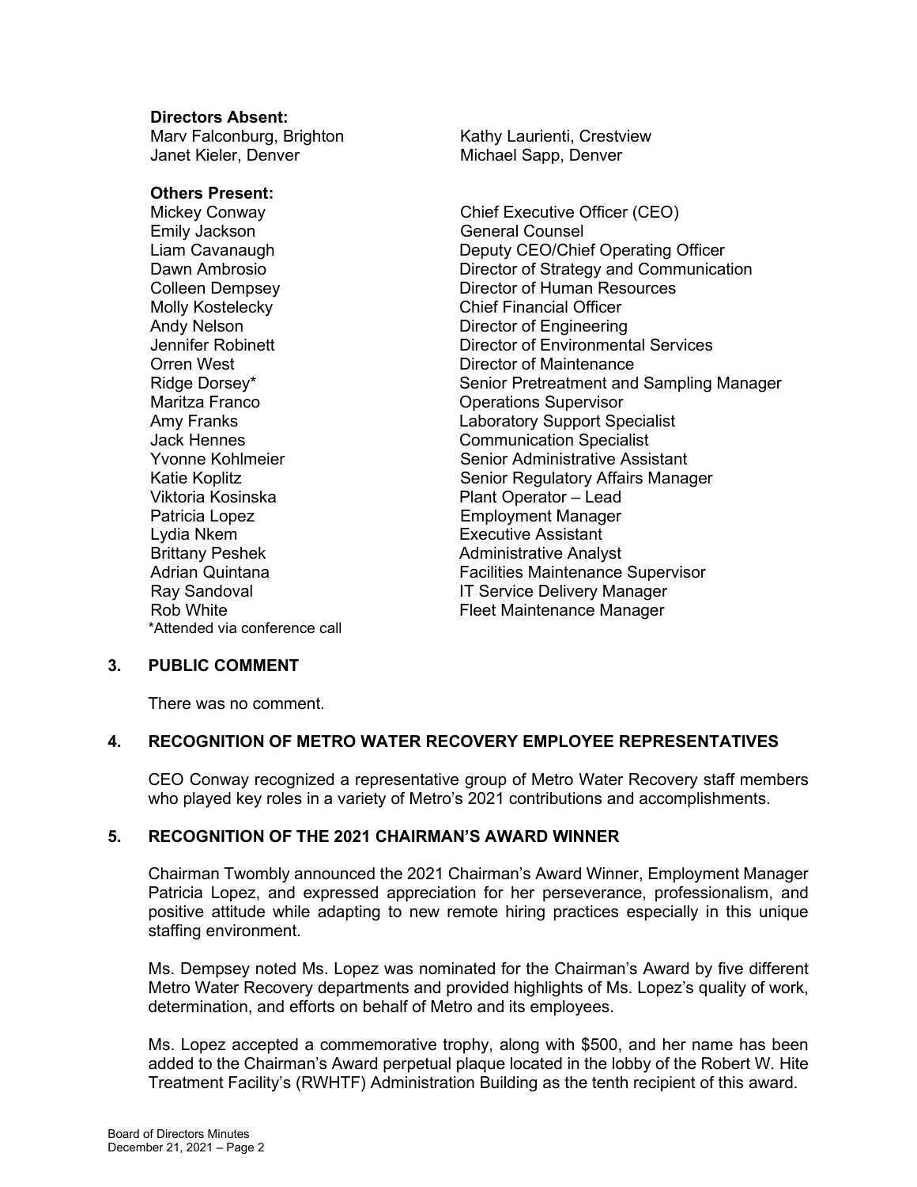**Directors Absent:**

Marv Falconburg, Brighton
Kathy Laurienti, Crestview
Janet Kieler, Denver
Michael Sapp, Denver

**Others Present:**

| | |
|---|---|
| Mickey Conway | Chief Executive Officer (CEO) |
| Emily Jackson | General Counsel |
| Liam Cavanaugh | Deputy CEO/Chief Operating Officer |
| Dawn Ambrosio | Director of Strategy and Communication |
| Colleen Dempsey | Director of Human Resources |
| Molly Kostelecky | Chief Financial Officer |
| Andy Nelson | Director of Engineering |
| Jennifer Robinett | Director of Environmental Services |
| Orren West | Director of Maintenance |
| Ridge Dorsey* | Senior Pretreatment and Sampling Manager |
| Maritza Franco | Operations Supervisor |
| Amy Franks | Laboratory Support Specialist |
| Jack Hennes | Communication Specialist |
| Yvonne Kohlmeier | Senior Administrative Assistant |
| Katie Koplitz | Senior Regulatory Affairs Manager |
| Viktoria Kosinska | Plant Operator – Lead |
| Patricia Lopez | Employment Manager |
| Lydia Nkem | Executive Assistant |
| Brittany Peshek | Administrative Analyst |
| Adrian Quintana | Facilities Maintenance Supervisor |
| Ray Sandoval | IT Service Delivery Manager |
| Rob White | Fleet Maintenance Manager |

*Attended via conference call

## 3. PUBLIC COMMENT

There was no comment.

## 4. RECOGNITION OF METRO WATER RECOVERY EMPLOYEE REPRESENTATIVES

CEO Conway recognized a representative group of Metro Water Recovery staff members who played key roles in a variety of Metro's 2021 contributions and accomplishments.

## 5. RECOGNITION OF THE 2021 CHAIRMAN'S AWARD WINNER

Chairman Twombly announced the 2021 Chairman's Award Winner, Employment Manager Patricia Lopez, and expressed appreciation for her perseverance, professionalism, and positive attitude while adapting to new remote hiring practices especially in this unique staffing environment.

Ms. Dempsey noted Ms. Lopez was nominated for the Chairman's Award by five different Metro Water Recovery departments and provided highlights of Ms. Lopez's quality of work, determination, and efforts on behalf of Metro and its employees.

Ms. Lopez accepted a commemorative trophy, along with $500, and her name has been added to the Chairman's Award perpetual plaque located in the lobby of the Robert W. Hite Treatment Facility's (RWHTF) Administration Building as the tenth recipient of this award.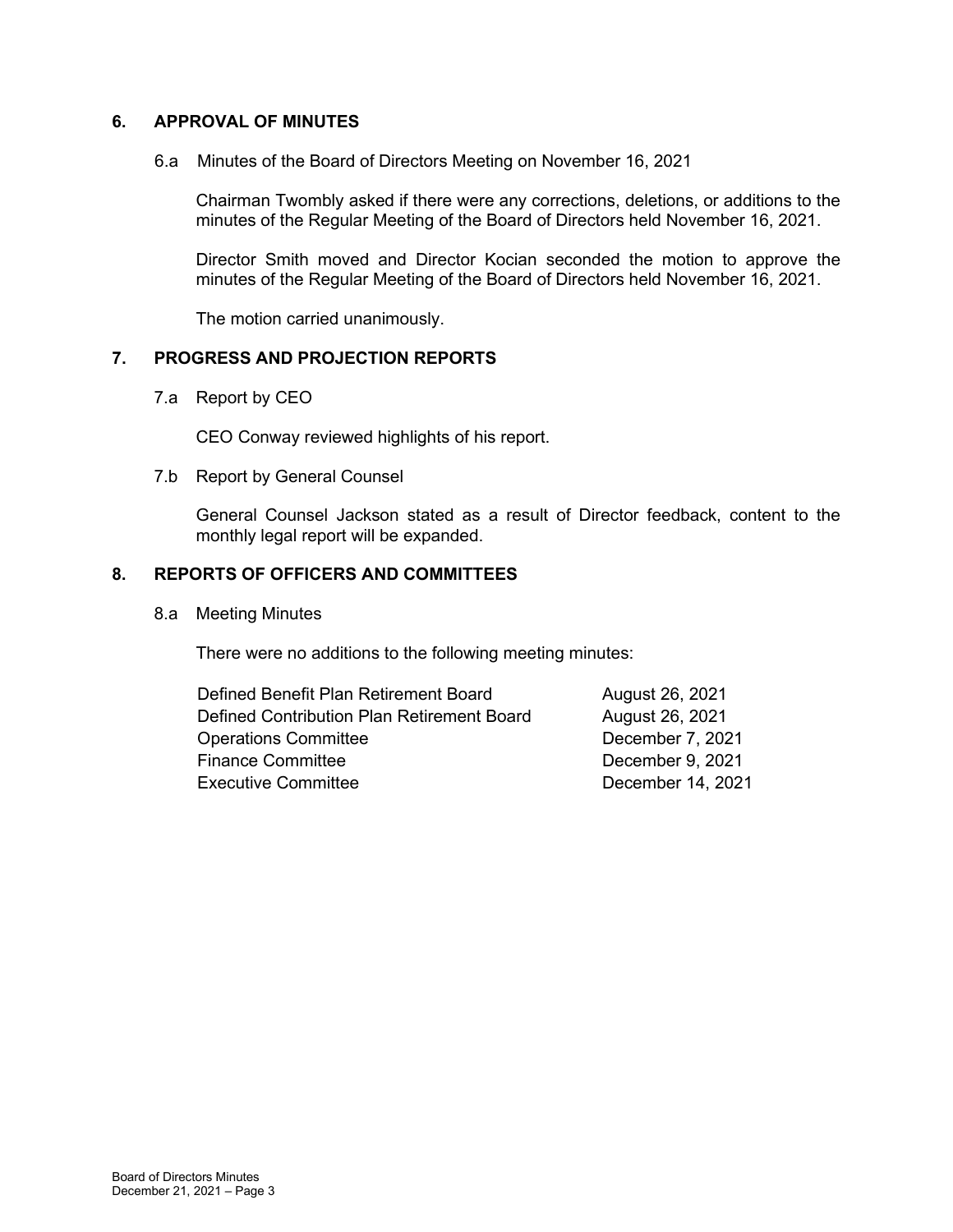## 6. APPROVAL OF MINUTES

6.a Minutes of the Board of Directors Meeting on November 16, 2021

Chairman Twombly asked if there were any corrections, deletions, or additions to the minutes of the Regular Meeting of the Board of Directors held November 16, 2021.

Director Smith moved and Director Kocian seconded the motion to approve the minutes of the Regular Meeting of the Board of Directors held November 16, 2021.

The motion carried unanimously.

## 7. PROGRESS AND PROJECTION REPORTS

7.a Report by CEO

CEO Conway reviewed highlights of his report.

7.b Report by General Counsel

General Counsel Jackson stated as a result of Director feedback, content to the monthly legal report will be expanded.

## 8. REPORTS OF OFFICERS AND COMMITTEES

8.a Meeting Minutes

There were no additions to the following meeting minutes:

| | |
|---|---|
| Defined Benefit Plan Retirement Board | August 26, 2021 |
| Defined Contribution Plan Retirement Board | August 26, 2021 |
| Operations Committee | December 7, 2021 |
| Finance Committee | December 9, 2021 |
| Executive Committee | December 14, 2021 |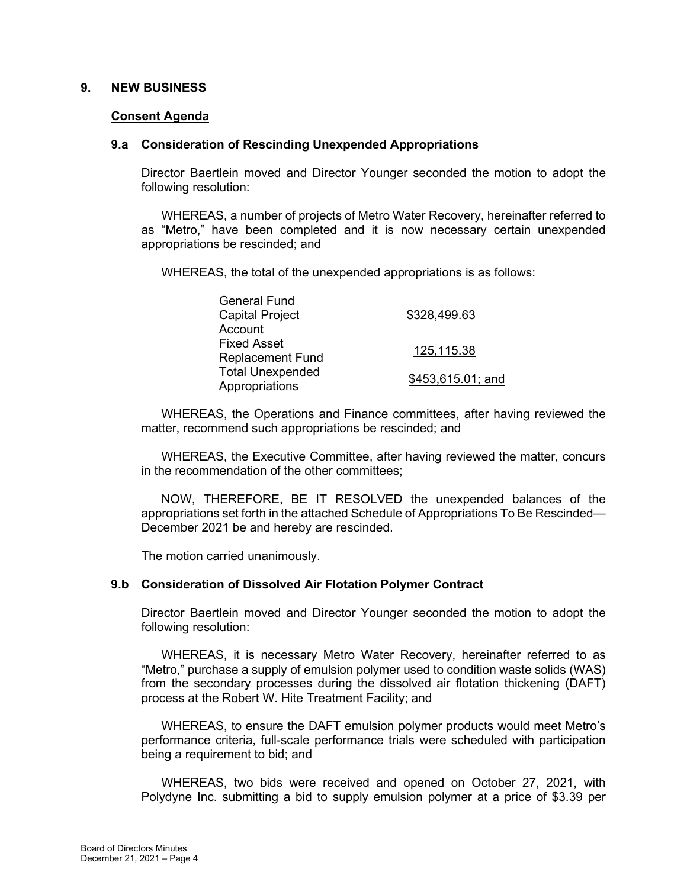## 9. NEW BUSINESS

### Consent Agenda

### 9.a Consideration of Rescinding Unexpended Appropriations

Director Baertlein moved and Director Younger seconded the motion to adopt the following resolution:

WHEREAS, a number of projects of Metro Water Recovery, hereinafter referred to as "Metro," have been completed and it is now necessary certain unexpended appropriations be rescinded; and

WHEREAS, the total of the unexpended appropriations is as follows:

| | |
|---|---|
| General Fund Capital Project Account | $328,499.63 |
| Fixed Asset Replacement Fund | 125,115.38 |
| Total Unexpended Appropriations | $453,615.01; and |

WHEREAS, the Operations and Finance committees, after having reviewed the matter, recommend such appropriations be rescinded; and

WHEREAS, the Executive Committee, after having reviewed the matter, concurs in the recommendation of the other committees;

NOW, THEREFORE, BE IT RESOLVED the unexpended balances of the appropriations set forth in the attached Schedule of Appropriations To Be Rescinded—December 2021 be and hereby are rescinded.

The motion carried unanimously.

### 9.b Consideration of Dissolved Air Flotation Polymer Contract

Director Baertlein moved and Director Younger seconded the motion to adopt the following resolution:

WHEREAS, it is necessary Metro Water Recovery, hereinafter referred to as "Metro," purchase a supply of emulsion polymer used to condition waste solids (WAS) from the secondary processes during the dissolved air flotation thickening (DAFT) process at the Robert W. Hite Treatment Facility; and

WHEREAS, to ensure the DAFT emulsion polymer products would meet Metro's performance criteria, full-scale performance trials were scheduled with participation being a requirement to bid; and

WHEREAS, two bids were received and opened on October 27, 2021, with Polydyne Inc. submitting a bid to supply emulsion polymer at a price of $3.39 per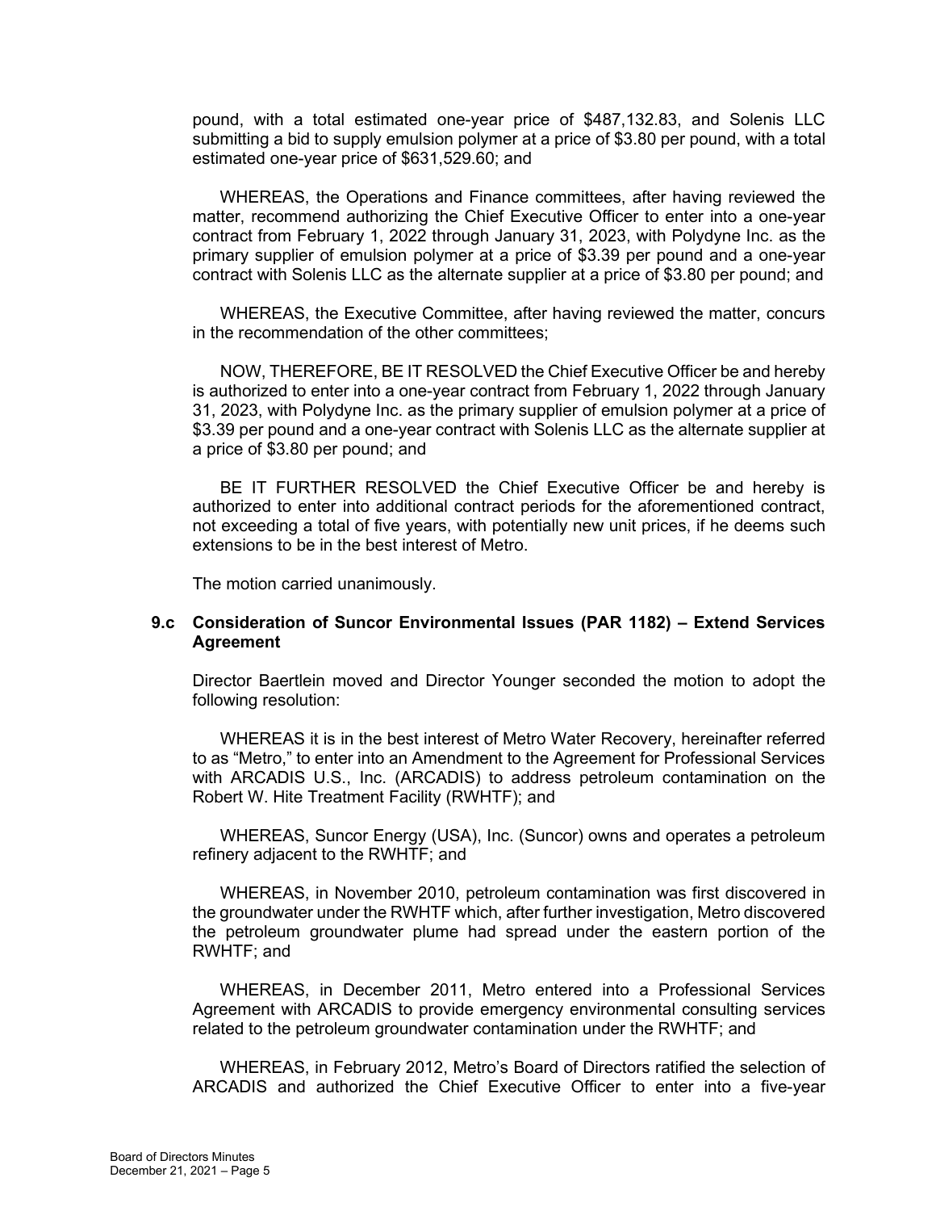pound, with a total estimated one-year price of $487,132.83, and Solenis LLC submitting a bid to supply emulsion polymer at a price of $3.80 per pound, with a total estimated one-year price of $631,529.60; and

WHEREAS, the Operations and Finance committees, after having reviewed the matter, recommend authorizing the Chief Executive Officer to enter into a one-year contract from February 1, 2022 through January 31, 2023, with Polydyne Inc. as the primary supplier of emulsion polymer at a price of $3.39 per pound and a one-year contract with Solenis LLC as the alternate supplier at a price of $3.80 per pound; and

WHEREAS, the Executive Committee, after having reviewed the matter, concurs in the recommendation of the other committees;

NOW, THEREFORE, BE IT RESOLVED the Chief Executive Officer be and hereby is authorized to enter into a one-year contract from February 1, 2022 through January 31, 2023, with Polydyne Inc. as the primary supplier of emulsion polymer at a price of $3.39 per pound and a one-year contract with Solenis LLC as the alternate supplier at a price of $3.80 per pound; and

BE IT FURTHER RESOLVED the Chief Executive Officer be and hereby is authorized to enter into additional contract periods for the aforementioned contract, not exceeding a total of five years, with potentially new unit prices, if he deems such extensions to be in the best interest of Metro.

The motion carried unanimously.

### 9.c Consideration of Suncor Environmental Issues (PAR 1182) – Extend Services Agreement

Director Baertlein moved and Director Younger seconded the motion to adopt the following resolution:

WHEREAS it is in the best interest of Metro Water Recovery, hereinafter referred to as "Metro," to enter into an Amendment to the Agreement for Professional Services with ARCADIS U.S., Inc. (ARCADIS) to address petroleum contamination on the Robert W. Hite Treatment Facility (RWHTF); and

WHEREAS, Suncor Energy (USA), Inc. (Suncor) owns and operates a petroleum refinery adjacent to the RWHTF; and

WHEREAS, in November 2010, petroleum contamination was first discovered in the groundwater under the RWHTF which, after further investigation, Metro discovered the petroleum groundwater plume had spread under the eastern portion of the RWHTF; and

WHEREAS, in December 2011, Metro entered into a Professional Services Agreement with ARCADIS to provide emergency environmental consulting services related to the petroleum groundwater contamination under the RWHTF; and

WHEREAS, in February 2012, Metro's Board of Directors ratified the selection of ARCADIS and authorized the Chief Executive Officer to enter into a five-year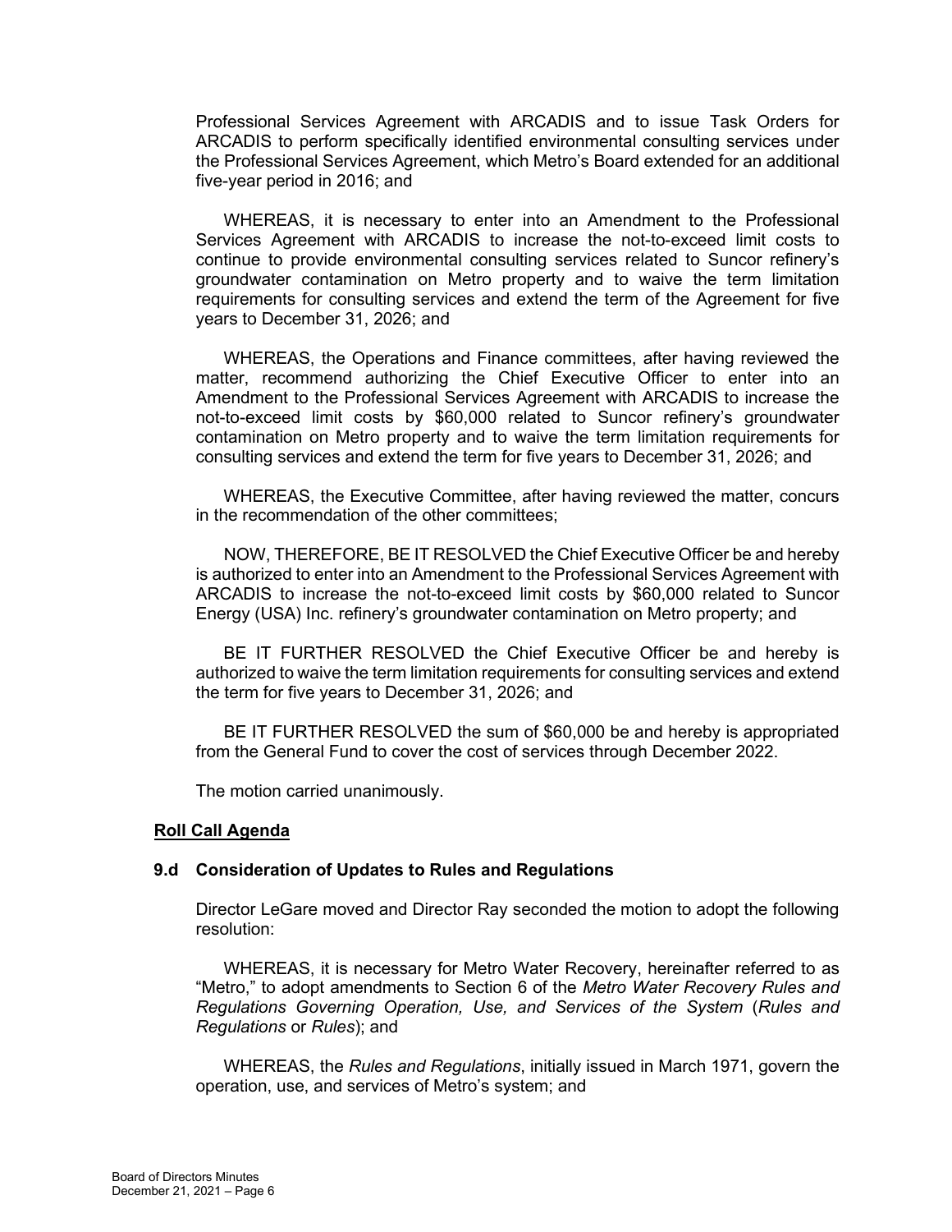Professional Services Agreement with ARCADIS and to issue Task Orders for ARCADIS to perform specifically identified environmental consulting services under the Professional Services Agreement, which Metro's Board extended for an additional five-year period in 2016; and

WHEREAS, it is necessary to enter into an Amendment to the Professional Services Agreement with ARCADIS to increase the not-to-exceed limit costs to continue to provide environmental consulting services related to Suncor refinery's groundwater contamination on Metro property and to waive the term limitation requirements for consulting services and extend the term of the Agreement for five years to December 31, 2026; and

WHEREAS, the Operations and Finance committees, after having reviewed the matter, recommend authorizing the Chief Executive Officer to enter into an Amendment to the Professional Services Agreement with ARCADIS to increase the not-to-exceed limit costs by $60,000 related to Suncor refinery's groundwater contamination on Metro property and to waive the term limitation requirements for consulting services and extend the term for five years to December 31, 2026; and

WHEREAS, the Executive Committee, after having reviewed the matter, concurs in the recommendation of the other committees;

NOW, THEREFORE, BE IT RESOLVED the Chief Executive Officer be and hereby is authorized to enter into an Amendment to the Professional Services Agreement with ARCADIS to increase the not-to-exceed limit costs by $60,000 related to Suncor Energy (USA) Inc. refinery's groundwater contamination on Metro property; and

BE IT FURTHER RESOLVED the Chief Executive Officer be and hereby is authorized to waive the term limitation requirements for consulting services and extend the term for five years to December 31, 2026; and

BE IT FURTHER RESOLVED the sum of $60,000 be and hereby is appropriated from the General Fund to cover the cost of services through December 2022.

The motion carried unanimously.

**Roll Call Agenda**

**9.d Consideration of Updates to Rules and Regulations**

Director LeGare moved and Director Ray seconded the motion to adopt the following resolution:

WHEREAS, it is necessary for Metro Water Recovery, hereinafter referred to as "Metro," to adopt amendments to Section 6 of the *Metro Water Recovery Rules and Regulations Governing Operation, Use, and Services of the System* (*Rules and Regulations* or *Rules*); and

WHEREAS, the *Rules and Regulations*, initially issued in March 1971, govern the operation, use, and services of Metro's system; and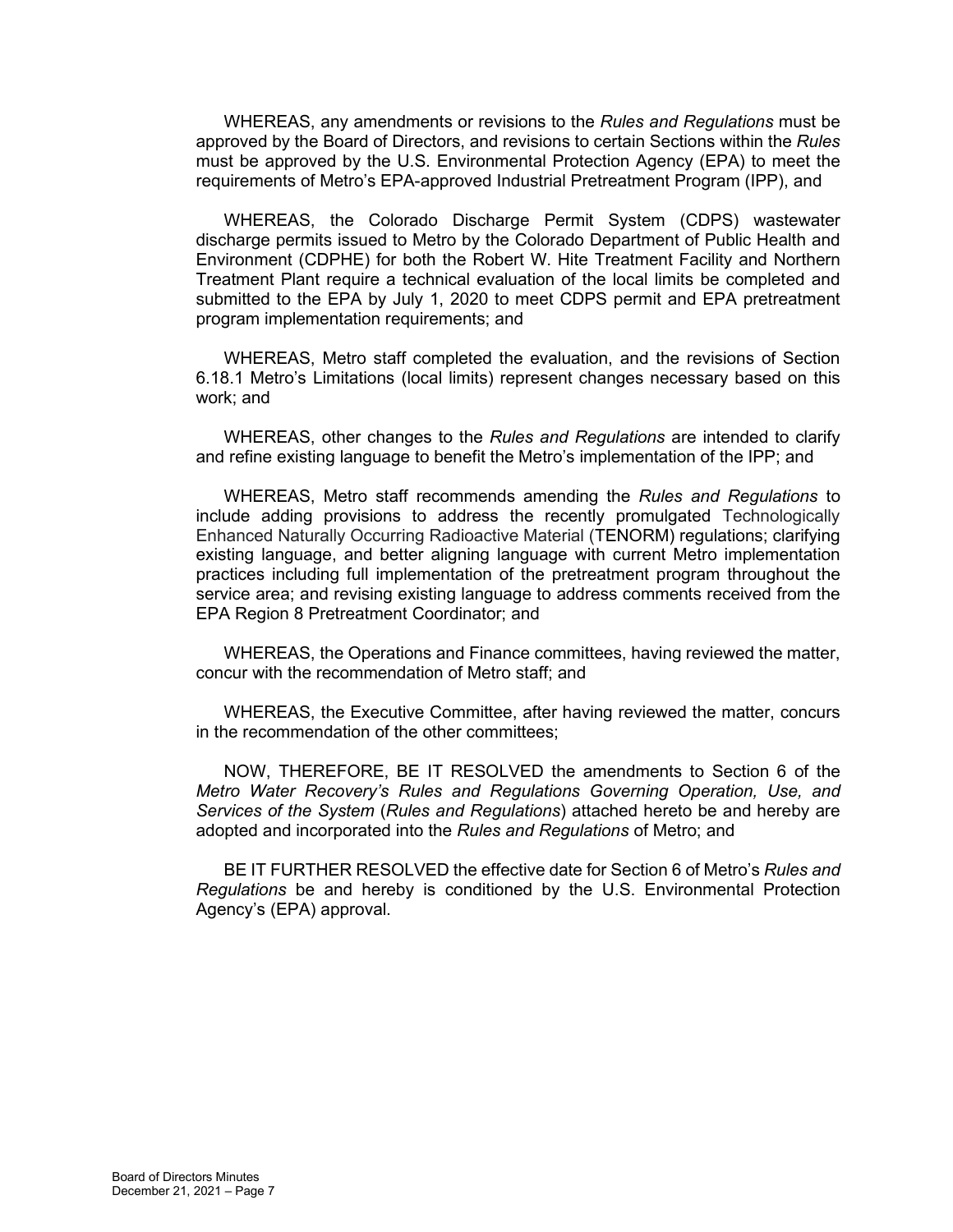WHEREAS, any amendments or revisions to the *Rules and Regulations* must be approved by the Board of Directors, and revisions to certain Sections within the *Rules* must be approved by the U.S. Environmental Protection Agency (EPA) to meet the requirements of Metro's EPA-approved Industrial Pretreatment Program (IPP), and

WHEREAS, the Colorado Discharge Permit System (CDPS) wastewater discharge permits issued to Metro by the Colorado Department of Public Health and Environment (CDPHE) for both the Robert W. Hite Treatment Facility and Northern Treatment Plant require a technical evaluation of the local limits be completed and submitted to the EPA by July 1, 2020 to meet CDPS permit and EPA pretreatment program implementation requirements; and

WHEREAS, Metro staff completed the evaluation, and the revisions of Section 6.18.1 Metro's Limitations (local limits) represent changes necessary based on this work; and

WHEREAS, other changes to the *Rules and Regulations* are intended to clarify and refine existing language to benefit the Metro's implementation of the IPP; and

WHEREAS, Metro staff recommends amending the *Rules and Regulations* to include adding provisions to address the recently promulgated Technologically Enhanced Naturally Occurring Radioactive Material (TENORM) regulations; clarifying existing language, and better aligning language with current Metro implementation practices including full implementation of the pretreatment program throughout the service area; and revising existing language to address comments received from the EPA Region 8 Pretreatment Coordinator; and

WHEREAS, the Operations and Finance committees, having reviewed the matter, concur with the recommendation of Metro staff; and

WHEREAS, the Executive Committee, after having reviewed the matter, concurs in the recommendation of the other committees;

NOW, THEREFORE, BE IT RESOLVED the amendments to Section 6 of the *Metro Water Recovery's Rules and Regulations Governing Operation, Use, and Services of the System* (*Rules and Regulations*) attached hereto be and hereby are adopted and incorporated into the *Rules and Regulations* of Metro; and

BE IT FURTHER RESOLVED the effective date for Section 6 of Metro's *Rules and Regulations* be and hereby is conditioned by the U.S. Environmental Protection Agency's (EPA) approval.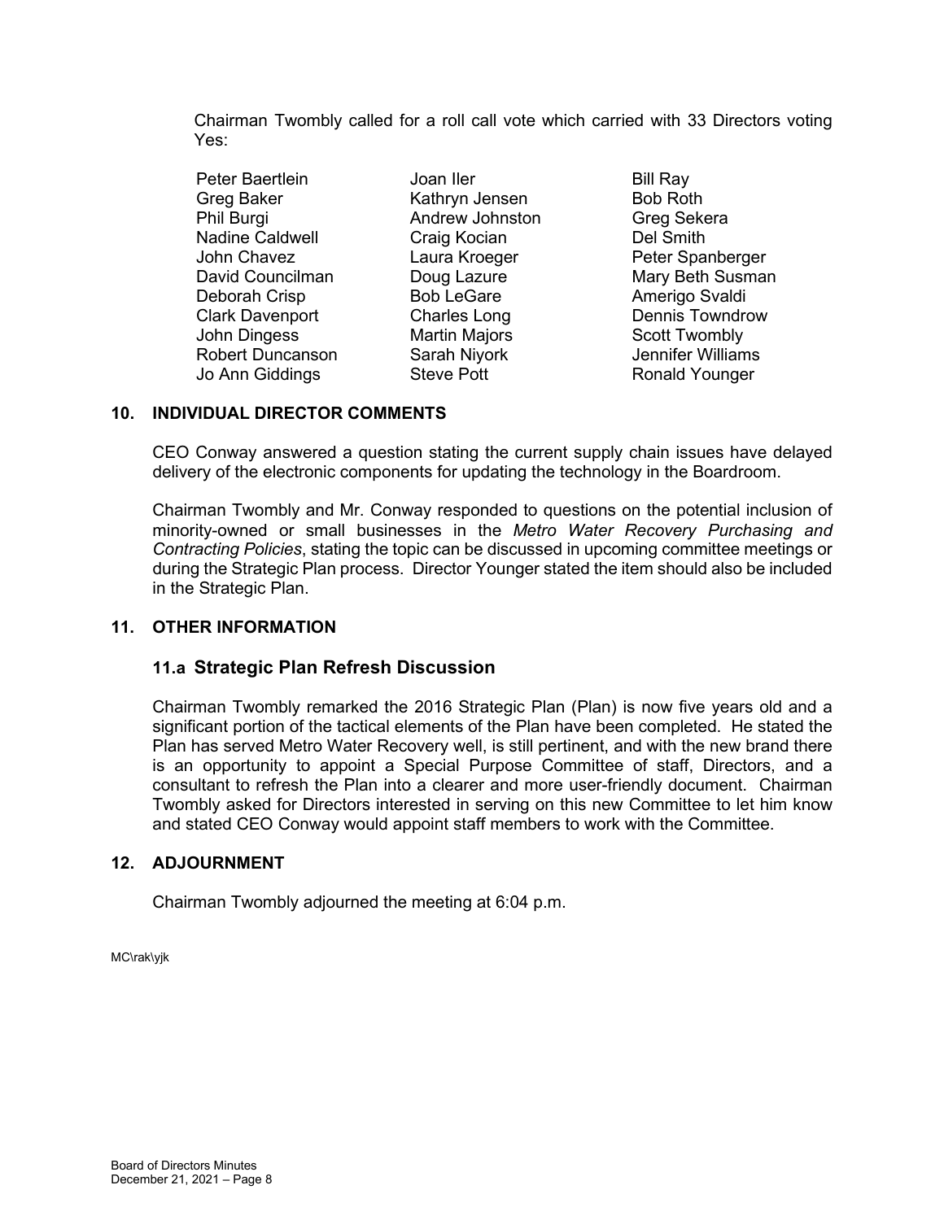Chairman Twombly called for a roll call vote which carried with 33 Directors voting Yes:

| | | |
|---|---|---|
| Peter Baertlein | Joan Iler | Bill Ray |
| Greg Baker | Kathryn Jensen | Bob Roth |
| Phil Burgi | Andrew Johnston | Greg Sekera |
| Nadine Caldwell | Craig Kocian | Del Smith |
| John Chavez | Laura Kroeger | Peter Spanberger |
| David Councilman | Doug Lazure | Mary Beth Susman |
| Deborah Crisp | Bob LeGare | Amerigo Svaldi |
| Clark Davenport | Charles Long | Dennis Towndrow |
| John Dingess | Martin Majors | Scott Twombly |
| Robert Duncanson | Sarah Niyork | Jennifer Williams |
| Jo Ann Giddings | Steve Pott | Ronald Younger |

## 10. INDIVIDUAL DIRECTOR COMMENTS

CEO Conway answered a question stating the current supply chain issues have delayed delivery of the electronic components for updating the technology in the Boardroom.

Chairman Twombly and Mr. Conway responded to questions on the potential inclusion of minority-owned or small businesses in the *Metro Water Recovery Purchasing and Contracting Policies*, stating the topic can be discussed in upcoming committee meetings or during the Strategic Plan process. Director Younger stated the item should also be included in the Strategic Plan.

## 11. OTHER INFORMATION

### 11.a Strategic Plan Refresh Discussion

Chairman Twombly remarked the 2016 Strategic Plan (Plan) is now five years old and a significant portion of the tactical elements of the Plan have been completed. He stated the Plan has served Metro Water Recovery well, is still pertinent, and with the new brand there is an opportunity to appoint a Special Purpose Committee of staff, Directors, and a consultant to refresh the Plan into a clearer and more user-friendly document. Chairman Twombly asked for Directors interested in serving on this new Committee to let him know and stated CEO Conway would appoint staff members to work with the Committee.

## 12. ADJOURNMENT

Chairman Twombly adjourned the meeting at 6:04 p.m.

MC\rak\yjk